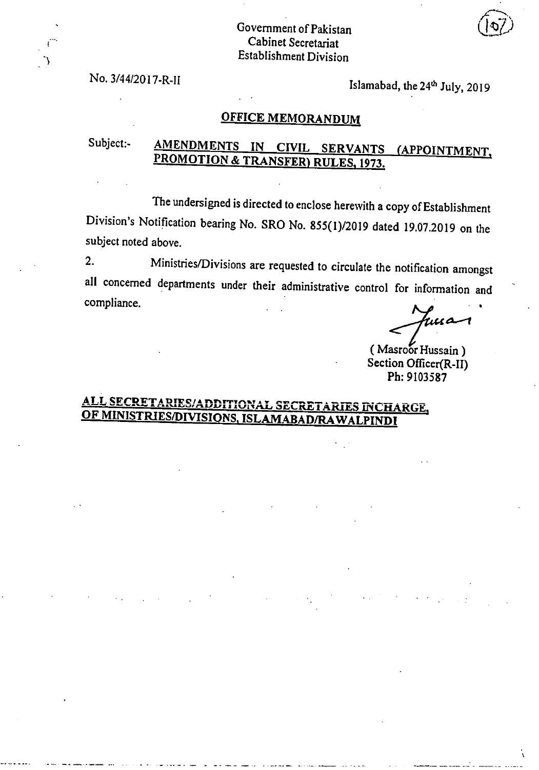Government of Pakistan
Cabinet Secretariat
Establishment Division

No. 3/44/2017-R-II

Islamabad, the 24th July, 2019

## OFFICE MEMORANDUM

Subject:- **AMENDMENTS IN CIVIL SERVANTS (APPOINTMENT, PROMOTION & TRANSFER) RULES, 1973.**

The undersigned is directed to enclose herewith a copy of Establishment Division's Notification bearing No. SRO No. 855(1)/2019 dated 19.07.2019 on the subject noted above.

2. Ministries/Divisions are requested to circulate the notification amongst all concerned departments under their administrative control for information and compliance.

( Masroor Hussain )
Section Officer(R-II)
Ph: 9103587

**ALL SECRETARIES/ADDITIONAL SECRETARIES INCHARGE, OF MINISTRIES/DIVISIONS, ISLAMABAD/RAWALPINDI**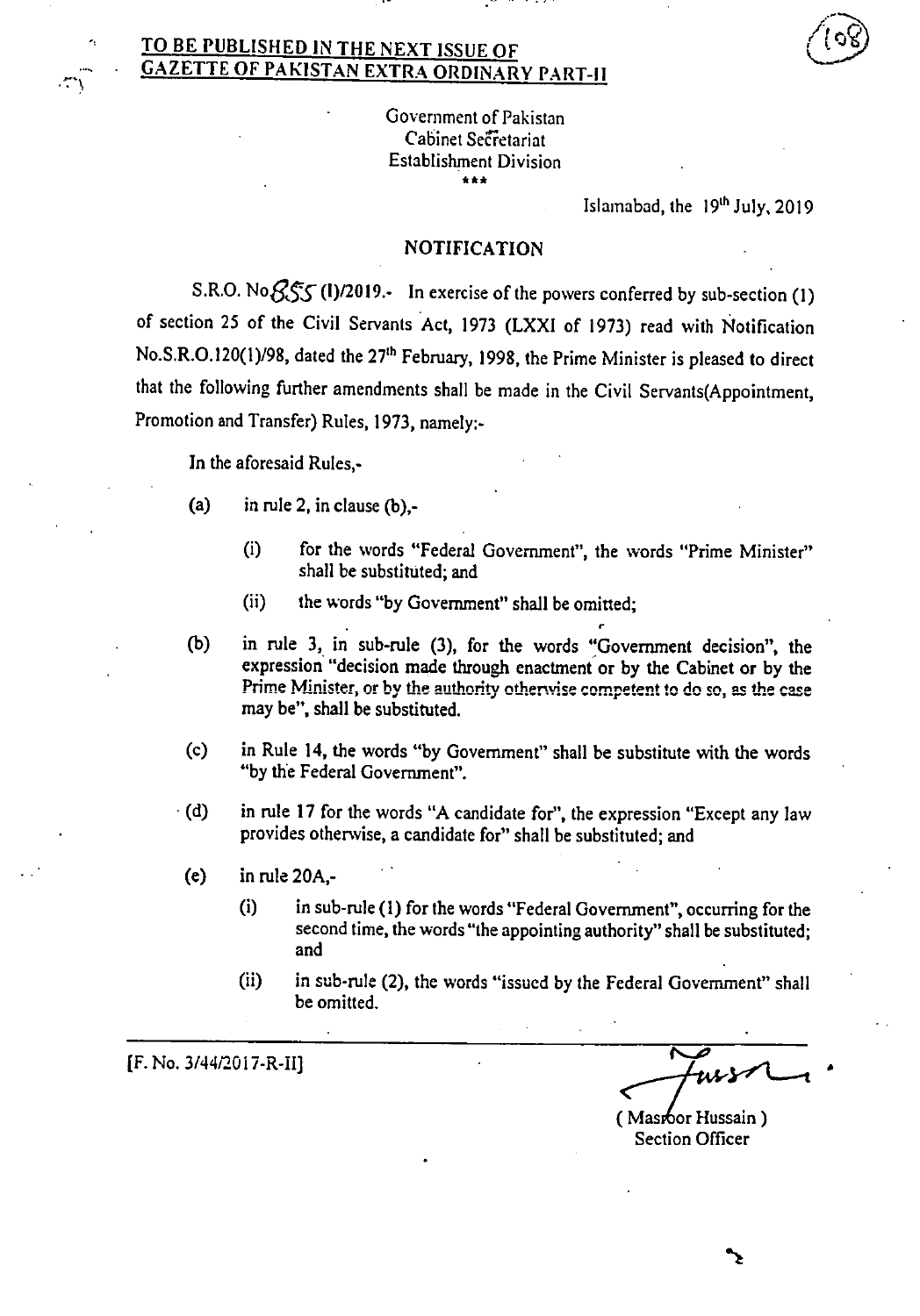**TO BE PUBLISHED IN THE NEXT ISSUE OF GAZETTE OF PAKISTAN EXTRA ORDINARY PART-II**

Government of Pakistan
Cabinet Secretariat
Establishment Division
\*\*\*

Islamabad, the 19th July, 2019

## NOTIFICATION

S.R.O. No 855 (I)/2019.- In exercise of the powers conferred by sub-section (1) of section 25 of the Civil Servants Act, 1973 (LXXI of 1973) read with Notification No.S.R.O.120(1)/98, dated the 27th February, 1998, the Prime Minister is pleased to direct that the following further amendments shall be made in the Civil Servants(Appointment, Promotion and Transfer) Rules, 1973, namely:-

In the aforesaid Rules,-

(a) in rule 2, in clause (b),-

   (i) for the words "Federal Government", the words "Prime Minister" shall be substituted; and

   (ii) the words "by Government" shall be omitted;

(b) in rule 3, in sub-rule (3), for the words "Government decision", the expression "decision made through enactment or by the Cabinet or by the Prime Minister, or by the authority otherwise competent to do so, as the case may be", shall be substituted.

(c) in Rule 14, the words "by Government" shall be substitute with the words "by the Federal Government".

(d) in rule 17 for the words "A candidate for", the expression "Except any law provides otherwise, a candidate for" shall be substituted; and

(e) in rule 20A,-

   (i) in sub-rule (1) for the words "Federal Government", occurring for the second time, the words "the appointing authority" shall be substituted; and

   (ii) in sub-rule (2), the words "issued by the Federal Government" shall be omitted.

[F. No. 3/44/2017-R-II]

( Masroor Hussain )
Section Officer